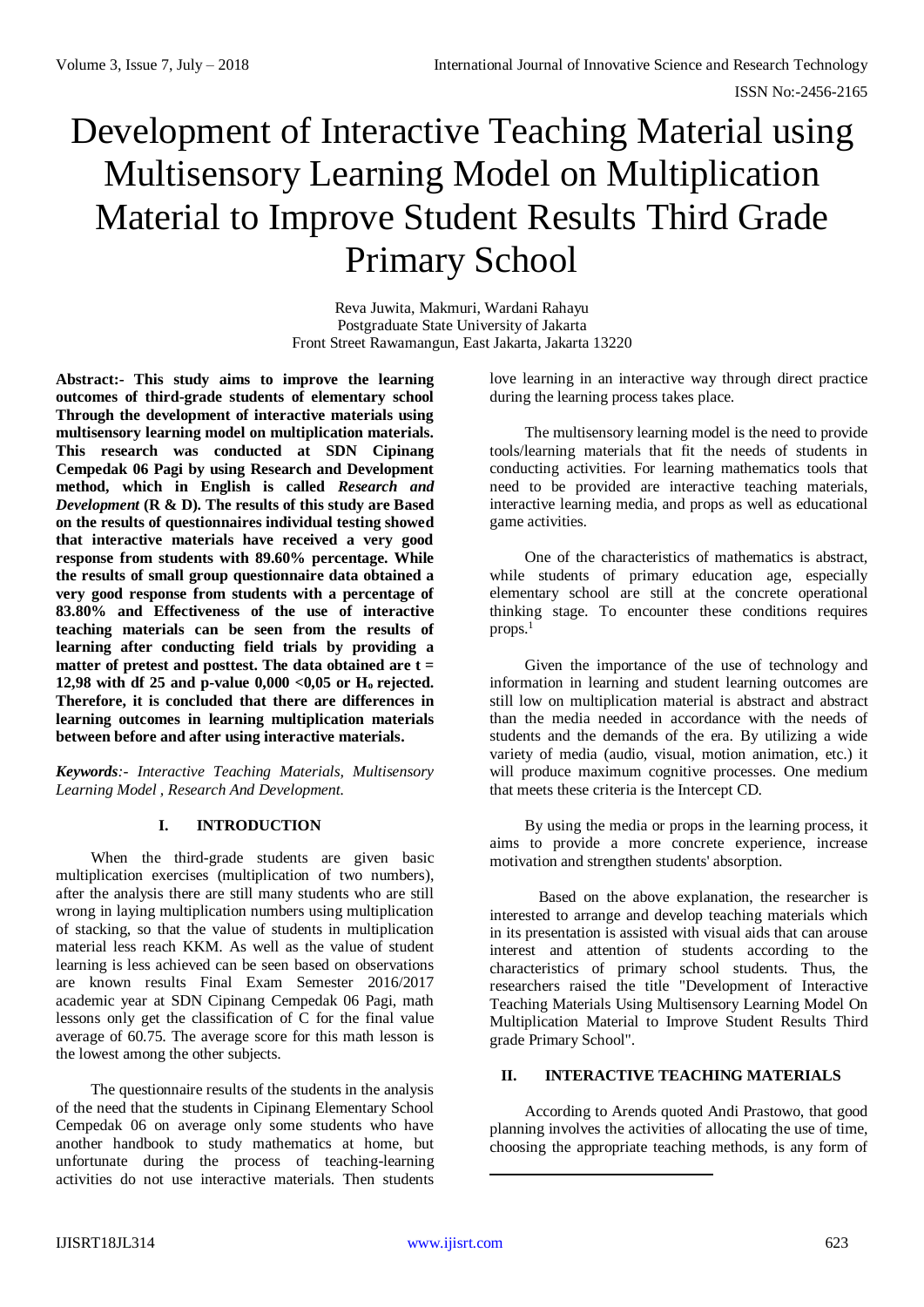# Development of Interactive Teaching Material using Multisensory Learning Model on Multiplication Material to Improve Student Results Third Grade Primary School

Reva Juwita, Makmuri, Wardani Rahayu
Postgraduate State University of Jakarta
Front Street Rawamangun, East Jakarta, Jakarta 13220

**Abstract:- This study aims to improve the learning outcomes of third-grade students of elementary school Through the development of interactive materials using multisensory learning model on multiplication materials. This research was conducted at SDN Cipinang Cempedak 06 Pagi by using Research and Development method, which in English is called *Research and Development* (R & D). The results of this study are Based on the results of questionnaires individual testing showed that interactive materials have received a very good response from students with 89.60% percentage. While the results of small group questionnaire data obtained a very good response from students with a percentage of 83.80% and Effectiveness of the use of interactive teaching materials can be seen from the results of learning after conducting field trials by providing a matter of pretest and posttest. The data obtained are t = 12,98 with df 25 and p-value 0,000 <0,05 or $H_o$ rejected. Therefore, it is concluded that there are differences in learning outcomes in learning multiplication materials between before and after using interactive materials.**

***Keywords**:- Interactive Teaching Materials, Multisensory Learning Model , Research And Development.*

## I. INTRODUCTION

When the third-grade students are given basic multiplication exercises (multiplication of two numbers), after the analysis there are still many students who are still wrong in laying multiplication numbers using multiplication of stacking, so that the value of students in multiplication material less reach KKM. As well as the value of student learning is less achieved can be seen based on observations are known results Final Exam Semester 2016/2017 academic year at SDN Cipinang Cempedak 06 Pagi, math lessons only get the classification of C for the final value average of 60.75. The average score for this math lesson is the lowest among the other subjects.

The questionnaire results of the students in the analysis of the need that the students in Cipinang Elementary School Cempedak 06 on average only some students who have another handbook to study mathematics at home, but unfortunate during the process of teaching-learning activities do not use interactive materials. Then students love learning in an interactive way through direct practice during the learning process takes place.

The multisensory learning model is the need to provide tools/learning materials that fit the needs of students in conducting activities. For learning mathematics tools that need to be provided are interactive teaching materials, interactive learning media, and props as well as educational game activities.

One of the characteristics of mathematics is abstract, while students of primary education age, especially elementary school are still at the concrete operational thinking stage. To encounter these conditions requires props.[1]

Given the importance of the use of technology and information in learning and student learning outcomes are still low on multiplication material is abstract and abstract than the media needed in accordance with the needs of students and the demands of the era. By utilizing a wide variety of media (audio, visual, motion animation, etc.) it will produce maximum cognitive processes. One medium that meets these criteria is the Intercept CD.

By using the media or props in the learning process, it aims to provide a more concrete experience, increase motivation and strengthen students' absorption.

Based on the above explanation, the researcher is interested to arrange and develop teaching materials which in its presentation is assisted with visual aids that can arouse interest and attention of students according to the characteristics of primary school students. Thus, the researchers raised the title "Development of Interactive Teaching Materials Using Multisensory Learning Model On Multiplication Material to Improve Student Results Third grade Primary School".

## II. INTERACTIVE TEACHING MATERIALS

According to Arends quoted Andi Prastowo, that good planning involves the activities of allocating the use of time, choosing the appropriate teaching methods, is any form of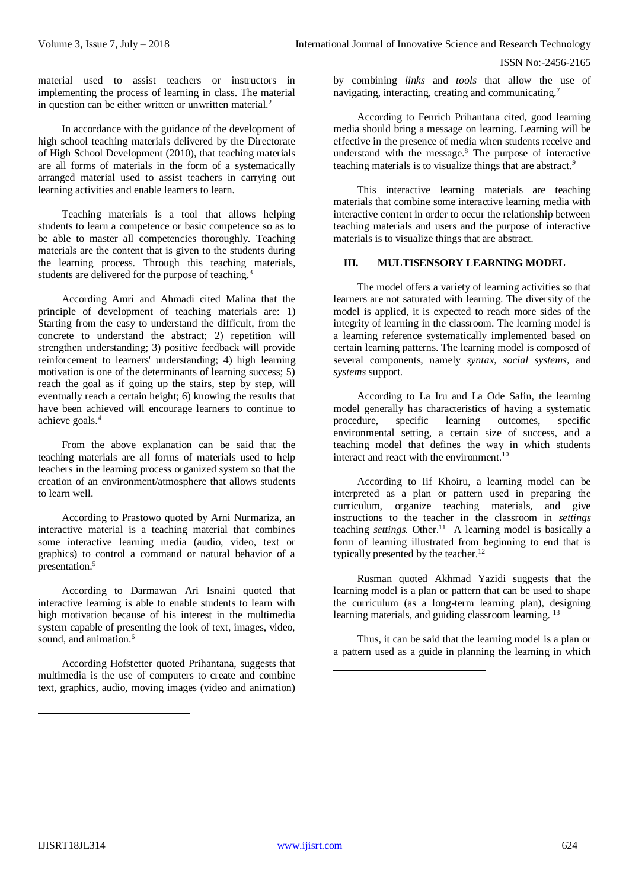material used to assist teachers or instructors in implementing the process of learning in class. The material in question can be either written or unwritten material.[2]

In accordance with the guidance of the development of high school teaching materials delivered by the Directorate of High School Development (2010), that teaching materials are all forms of materials in the form of a systematically arranged material used to assist teachers in carrying out learning activities and enable learners to learn.

Teaching materials is a tool that allows helping students to learn a competence or basic competence so as to be able to master all competencies thoroughly. Teaching materials are the content that is given to the students during the learning process. Through this teaching materials, students are delivered for the purpose of teaching.[3]

According Amri and Ahmadi cited Malina that the principle of development of teaching materials are: 1) Starting from the easy to understand the difficult, from the concrete to understand the abstract; 2) repetition will strengthen understanding; 3) positive feedback will provide reinforcement to learners' understanding; 4) high learning motivation is one of the determinants of learning success; 5) reach the goal as if going up the stairs, step by step, will eventually reach a certain height; 6) knowing the results that have been achieved will encourage learners to continue to achieve goals.[4]

From the above explanation can be said that the teaching materials are all forms of materials used to help teachers in the learning process organized system so that the creation of an environment/atmosphere that allows students to learn well.

According to Prastowo quoted by Arni Nurmariza, an interactive material is a teaching material that combines some interactive learning media (audio, video, text or graphics) to control a command or natural behavior of a presentation.[5]

According to Darmawan Ari Isnaini quoted that interactive learning is able to enable students to learn with high motivation because of his interest in the multimedia system capable of presenting the look of text, images, video, sound, and animation.[6]

According Hofstetter quoted Prihantana, suggests that multimedia is the use of computers to create and combine text, graphics, audio, moving images (video and animation) by combining *links* and *tools* that allow the use of navigating, interacting, creating and communicating.[7]

According to Fenrich Prihantana cited, good learning media should bring a message on learning. Learning will be effective in the presence of media when students receive and understand with the message.[8] The purpose of interactive teaching materials is to visualize things that are abstract.[9]

This interactive learning materials are teaching materials that combine some interactive learning media with interactive content in order to occur the relationship between teaching materials and users and the purpose of interactive materials is to visualize things that are abstract.

## III. MULTISENSORY LEARNING MODEL

The model offers a variety of learning activities so that learners are not saturated with learning. The diversity of the model is applied, it is expected to reach more sides of the integrity of learning in the classroom. The learning model is a learning reference systematically implemented based on certain learning patterns. The learning model is composed of several components, namely *syntax*, *social systems*, and *systems* support.

According to La Iru and La Ode Safin, the learning model generally has characteristics of having a systematic procedure, specific learning outcomes, specific environmental setting, a certain size of success, and a teaching model that defines the way in which students interact and react with the environment.[10]

According to Iif Khoiru, a learning model can be interpreted as a plan or pattern used in preparing the curriculum, organize teaching materials, and give instructions to the teacher in the classroom in *settings* teaching *settings*. Other.[11] A learning model is basically a form of learning illustrated from beginning to end that is typically presented by the teacher.[12]

Rusman quoted Akhmad Yazidi suggests that the learning model is a plan or pattern that can be used to shape the curriculum (as a long-term learning plan), designing learning materials, and guiding classroom learning.[13]

Thus, it can be said that the learning model is a plan or a pattern used as a guide in planning the learning in which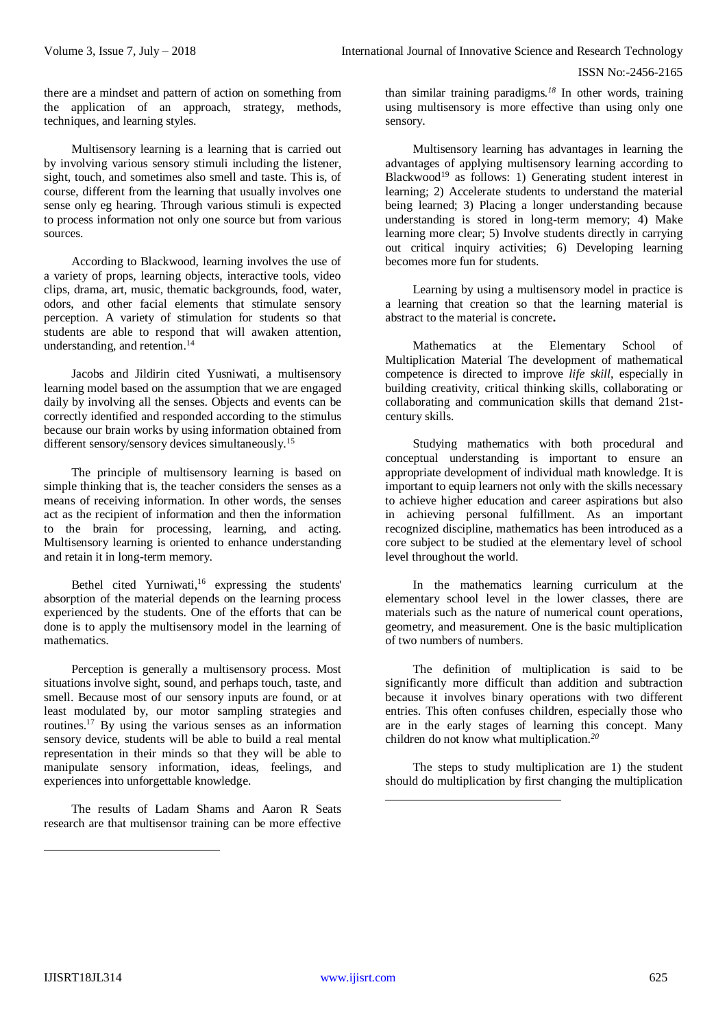there are a mindset and pattern of action on something from the application of an approach, strategy, methods, techniques, and learning styles.

Multisensory learning is a learning that is carried out by involving various sensory stimuli including the listener, sight, touch, and sometimes also smell and taste. This is, of course, different from the learning that usually involves one sense only eg hearing. Through various stimuli is expected to process information not only one source but from various sources.

According to Blackwood, learning involves the use of a variety of props, learning objects, interactive tools, video clips, drama, art, music, thematic backgrounds, food, water, odors, and other facial elements that stimulate sensory perception. A variety of stimulation for students so that students are able to respond that will awaken attention, understanding, and retention.[14]

Jacobs and Jildirin cited Yusniwati, a multisensory learning model based on the assumption that we are engaged daily by involving all the senses. Objects and events can be correctly identified and responded according to the stimulus because our brain works by using information obtained from different sensory/sensory devices simultaneously.[15]

The principle of multisensory learning is based on simple thinking that is, the teacher considers the senses as a means of receiving information. In other words, the senses act as the recipient of information and then the information to the brain for processing, learning, and acting. Multisensory learning is oriented to enhance understanding and retain it in long-term memory.

Bethel cited Yurniwati,[16] expressing the students' absorption of the material depends on the learning process experienced by the students. One of the efforts that can be done is to apply the multisensory model in the learning of mathematics.

Perception is generally a multisensory process. Most situations involve sight, sound, and perhaps touch, taste, and smell. Because most of our sensory inputs are found, or at least modulated by, our motor sampling strategies and routines.[17] By using the various senses as an information sensory device, students will be able to build a real mental representation in their minds so that they will be able to manipulate sensory information, ideas, feelings, and experiences into unforgettable knowledge.

The results of Ladam Shams and Aaron R Seats research are that multisensor training can be more effective than similar training paradigms.[18] In other words, training using multisensory is more effective than using only one sensory.

Multisensory learning has advantages in learning the advantages of applying multisensory learning according to Blackwood[19] as follows: 1) Generating student interest in learning; 2) Accelerate students to understand the material being learned; 3) Placing a longer understanding because understanding is stored in long-term memory; 4) Make learning more clear; 5) Involve students directly in carrying out critical inquiry activities; 6) Developing learning becomes more fun for students.

Learning by using a multisensory model in practice is a learning that creation so that the learning material is abstract to the material is concrete.

Mathematics at the Elementary School of Multiplication Material The development of mathematical competence is directed to improve *life skill*, especially in building creativity, critical thinking skills, collaborating or collaborating and communication skills that demand 21st-century skills.

Studying mathematics with both procedural and conceptual understanding is important to ensure an appropriate development of individual math knowledge. It is important to equip learners not only with the skills necessary to achieve higher education and career aspirations but also in achieving personal fulfillment. As an important recognized discipline, mathematics has been introduced as a core subject to be studied at the elementary level of school level throughout the world.

In the mathematics learning curriculum at the elementary school level in the lower classes, there are materials such as the nature of numerical count operations, geometry, and measurement. One is the basic multiplication of two numbers of numbers.

The definition of multiplication is said to be significantly more difficult than addition and subtraction because it involves binary operations with two different entries. This often confuses children, especially those who are in the early stages of learning this concept. Many children do not know what multiplication.[20]

The steps to study multiplication are 1) the student should do multiplication by first changing the multiplication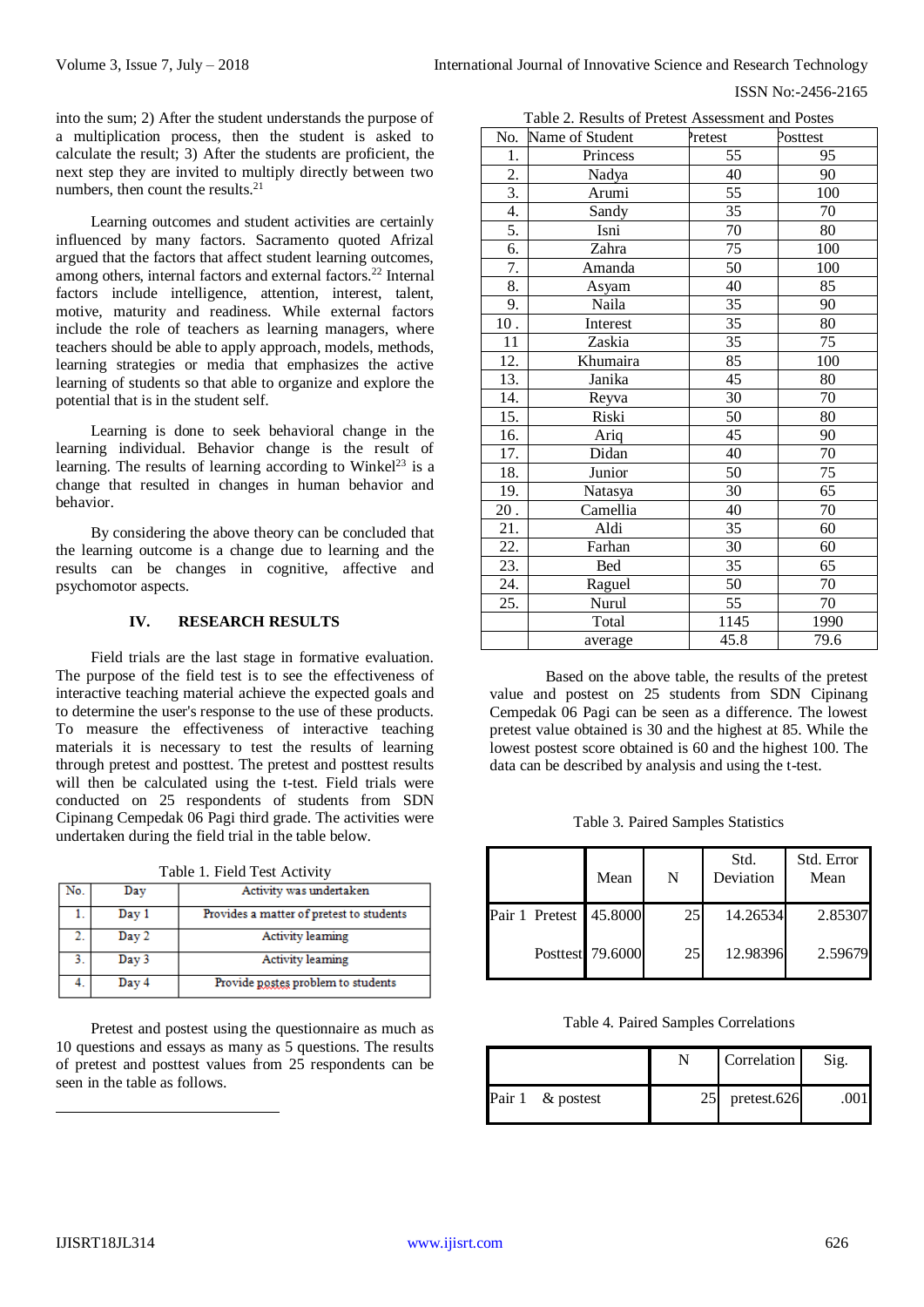into the sum; 2) After the student understands the purpose of a multiplication process, then the student is asked to calculate the result; 3) After the students are proficient, the next step they are invited to multiply directly between two numbers, then count the results.[21]

Learning outcomes and student activities are certainly influenced by many factors. Sacramento quoted Afrizal argued that the factors that affect student learning outcomes, among others, internal factors and external factors.[22] Internal factors include intelligence, attention, interest, talent, motive, maturity and readiness. While external factors include the role of teachers as learning managers, where teachers should be able to apply approach, models, methods, learning strategies or media that emphasizes the active learning of students so that able to organize and explore the potential that is in the student self.

Learning is done to seek behavioral change in the learning individual. Behavior change is the result of learning. The results of learning according to Winkel[23] is a change that resulted in changes in human behavior and behavior.

By considering the above theory can be concluded that the learning outcome is a change due to learning and the results can be changes in cognitive, affective and psychomotor aspects.

## IV. RESEARCH RESULTS

Field trials are the last stage in formative evaluation. The purpose of the field test is to see the effectiveness of interactive teaching material achieve the expected goals and to determine the user's response to the use of these products. To measure the effectiveness of interactive teaching materials it is necessary to test the results of learning through pretest and posttest. The pretest and posttest results will then be calculated using the t-test. Field trials were conducted on 25 respondents of students from SDN Cipinang Cempedak 06 Pagi third grade. The activities were undertaken during the field trial in the table below.

Table 1. Field Test Activity

| No. | Day | Activity was undertaken |
|---|---|---|
| 1. | Day 1 | Provides a matter of pretest to students |
| 2. | Day 2 | Activity learning |
| 3. | Day 3 | Activity learning |
| 4. | Day 4 | Provide postes problem to students |

Pretest and postest using the questionnaire as much as 10 questions and essays as many as 5 questions. The results of pretest and posttest values from 25 respondents can be seen in the table as follows.

Table 2. Results of Pretest Assessment and Postes

| No. | Name of Student | Pretest | Posttest |
|---|---|---|---|
| 1. | Princess | 55 | 95 |
| 2. | Nadya | 40 | 90 |
| 3. | Arumi | 55 | 100 |
| 4. | Sandy | 35 | 70 |
| 5. | Isni | 70 | 80 |
| 6. | Zahra | 75 | 100 |
| 7. | Amanda | 50 | 100 |
| 8. | Asyam | 40 | 85 |
| 9. | Naila | 35 | 90 |
| 10 . | Interest | 35 | 80 |
| 11 | Zaskia | 35 | 75 |
| 12. | Khumaira | 85 | 100 |
| 13. | Janika | 45 | 80 |
| 14. | Reyva | 30 | 70 |
| 15. | Riski | 50 | 80 |
| 16. | Ariq | 45 | 90 |
| 17. | Didan | 40 | 70 |
| 18. | Junior | 50 | 75 |
| 19. | Natasya | 30 | 65 |
| 20 . | Camellia | 40 | 70 |
| 21. | Aldi | 35 | 60 |
| 22. | Farhan | 30 | 60 |
| 23. | Bed | 35 | 65 |
| 24. | Raguel | 50 | 70 |
| 25. | Nurul | 55 | 70 |
| | Total | 1145 | 1990 |
| | average | 45.8 | 79.6 |

Based on the above table, the results of the pretest value and postest on 25 students from SDN Cipinang Cempedak 06 Pagi can be seen as a difference. The lowest pretest value obtained is 30 and the highest at 85. While the lowest postest score obtained is 60 and the highest 100. The data can be described by analysis and using the t-test.

Table 3. Paired Samples Statistics

| | | Mean | N | Std. Deviation | Std. Error Mean |
|---|---|---|---|---|---|
| Pair 1 | Pretest | 45.8000 | 25 | 14.26534 | 2.85307 |
| | Posttest | 79.6000 | 25 | 12.98396 | 2.59679 |

Table 4. Paired Samples Correlations

| | N | Correlation | Sig. |
|---|---|---|---|
| Pair 1 & postest | 25 | pretest.626 | .001 |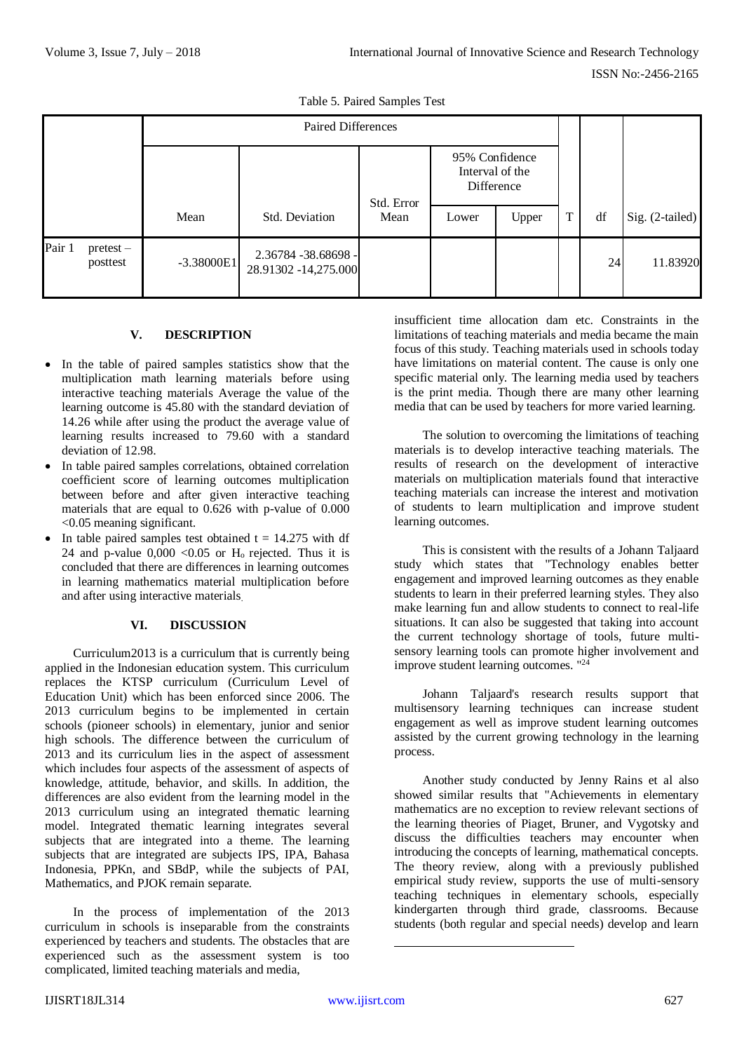Table 5. Paired Samples Test

| | | Paired Differences | | | | | | | |
|---|---|---|---|---|---|---|---|---|---|
| | | | | | 95% Confidence Interval of the Difference | | | | |
| | | Mean | Std. Deviation | Std. Error Mean | Lower | Upper | T | df | Sig. (2-tailed) |
| Pair 1 | pretest – posttest | -3.38000E1 | 2.36784 -38.68698 -28.91302 -14,275.000 | | | | | 24 | 11.83920 |

## V. DESCRIPTION

- In the table of paired samples statistics show that the multiplication math learning materials before using interactive teaching materials Average the value of the learning outcome is 45.80 with the standard deviation of 14.26 while after using the product the average value of learning results increased to 79.60 with a standard deviation of 12.98.
- In table paired samples correlations, obtained correlation coefficient score of learning outcomes multiplication between before and after given interactive teaching materials that are equal to 0.626 with p-value of 0.000 <0.05 meaning significant.
- In table paired samples test obtained $t = 14.275$ with df 24 and p-value 0,000 <0.05 or $H_o$ rejected. Thus it is concluded that there are differences in learning outcomes in learning mathematics material multiplication before and after using interactive materials.

## VI. DISCUSSION

Curriculum2013 is a curriculum that is currently being applied in the Indonesian education system. This curriculum replaces the KTSP curriculum (Curriculum Level of Education Unit) which has been enforced since 2006. The 2013 curriculum begins to be implemented in certain schools (pioneer schools) in elementary, junior and senior high schools. The difference between the curriculum of 2013 and its curriculum lies in the aspect of assessment which includes four aspects of the assessment of aspects of knowledge, attitude, behavior, and skills. In addition, the differences are also evident from the learning model in the 2013 curriculum using an integrated thematic learning model. Integrated thematic learning integrates several subjects that are integrated into a theme. The learning subjects that are integrated are subjects IPS, IPA, Bahasa Indonesia, PPKn, and SBdP, while the subjects of PAI, Mathematics, and PJOK remain separate.

In the process of implementation of the 2013 curriculum in schools is inseparable from the constraints experienced by teachers and students. The obstacles that are experienced such as the assessment system is too complicated, limited teaching materials and media, insufficient time allocation dam etc. Constraints in the limitations of teaching materials and media became the main focus of this study. Teaching materials used in schools today have limitations on material content. The cause is only one specific material only. The learning media used by teachers is the print media. Though there are many other learning media that can be used by teachers for more varied learning.

The solution to overcoming the limitations of teaching materials is to develop interactive teaching materials. The results of research on the development of interactive materials on multiplication materials found that interactive teaching materials can increase the interest and motivation of students to learn multiplication and improve student learning outcomes.

This is consistent with the results of a Johann Taljaard study which states that "Technology enables better engagement and improved learning outcomes as they enable students to learn in their preferred learning styles. They also make learning fun and allow students to connect to real-life situations. It can also be suggested that taking into account the current technology shortage of tools, future multi-sensory learning tools can promote higher involvement and improve student learning outcomes. "[24]

Johann Taljaard's research results support that multisensory learning techniques can increase student engagement as well as improve student learning outcomes assisted by the current growing technology in the learning process.

Another study conducted by Jenny Rains et al also showed similar results that "Achievements in elementary mathematics are no exception to review relevant sections of the learning theories of Piaget, Bruner, and Vygotsky and discuss the difficulties teachers may encounter when introducing the concepts of learning, mathematical concepts. The theory review, along with a previously published empirical study review, supports the use of multi-sensory teaching techniques in elementary schools, especially kindergarten through third grade, classrooms. Because students (both regular and special needs) develop and learn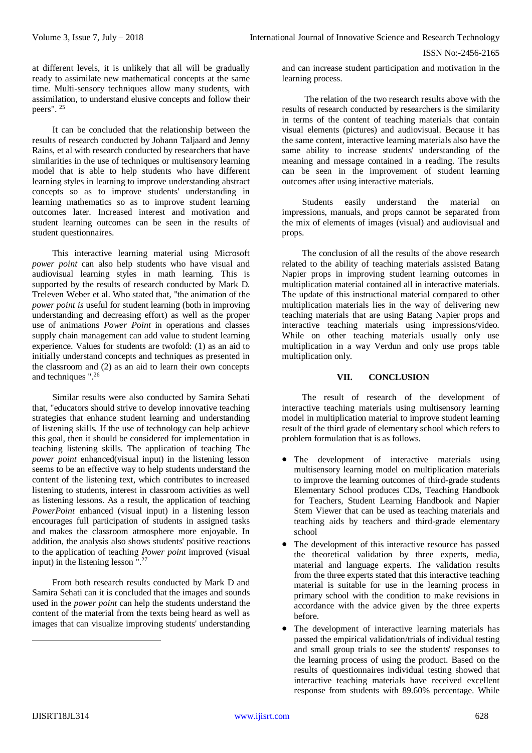at different levels, it is unlikely that all will be gradually ready to assimilate new mathematical concepts at the same time. Multi-sensory techniques allow many students, with assimilation, to understand elusive concepts and follow their peers". [25]

It can be concluded that the relationship between the results of research conducted by Johann Taljaard and Jenny Rains, et al with research conducted by researchers that have similarities in the use of techniques or multisensory learning model that is able to help students who have different learning styles in learning to improve understanding abstract concepts so as to improve students' understanding in learning mathematics so as to improve student learning outcomes later. Increased interest and motivation and student learning outcomes can be seen in the results of student questionnaires.

This interactive learning material using Microsoft *power point* can also help students who have visual and audiovisual learning styles in math learning. This is supported by the results of research conducted by Mark D. Treleven Weber et al. Who stated that, "the animation of the *power point is* useful for student learning (both in improving understanding and decreasing effort) as well as the proper use of animations *Power Point* in operations and classes supply chain management can add value to student learning experience. Values for students are twofold: (1) as an aid to initially understand concepts and techniques as presented in the classroom and (2) as an aid to learn their own concepts and techniques ".[26]

Similar results were also conducted by Samira Sehati that, "educators should strive to develop innovative teaching strategies that enhance student learning and understanding of listening skills. If the use of technology can help achieve this goal, then it should be considered for implementation in teaching listening skills. The application of teaching The *power point* enhanced(visual input) in the listening lesson seems to be an effective way to help students understand the content of the listening text, which contributes to increased listening to students, interest in classroom activities as well as listening lessons. As a result, the application of teaching *PowerPoint* enhanced (visual input) in a listening lesson encourages full participation of students in assigned tasks and makes the classroom atmosphere more enjoyable. In addition, the analysis also shows students' positive reactions to the application of teaching *Power point* improved (visual input) in the listening lesson ".[27]

From both research results conducted by Mark D and Samira Sehati can it is concluded that the images and sounds used in the *power point* can help the students understand the content of the material from the texts being heard as well as images that can visualize improving students' understanding and can increase student participation and motivation in the learning process.

The relation of the two research results above with the results of research conducted by researchers is the similarity in terms of the content of teaching materials that contain visual elements (pictures) and audiovisual. Because it has the same content, interactive learning materials also have the same ability to increase students' understanding of the meaning and message contained in a reading. The results can be seen in the improvement of student learning outcomes after using interactive materials.

Students easily understand the material on impressions, manuals, and props cannot be separated from the mix of elements of images (visual) and audiovisual and props.

The conclusion of all the results of the above research related to the ability of teaching materials assisted Batang Napier props in improving student learning outcomes in multiplication material contained all in interactive materials. The update of this instructional material compared to other multiplication materials lies in the way of delivering new teaching materials that are using Batang Napier props and interactive teaching materials using impressions/video. While on other teaching materials usually only use multiplication in a way Verdun and only use props table multiplication only.

## VII. CONCLUSION

The result of research of the development of interactive teaching materials using multisensory learning model in multiplication material to improve student learning result of the third grade of elementary school which refers to problem formulation that is as follows.

- The development of interactive materials using multisensory learning model on multiplication materials to improve the learning outcomes of third-grade students Elementary School produces CDs, Teaching Handbook for Teachers, Student Learning Handbook and Napier Stem Viewer that can be used as teaching materials and teaching aids by teachers and third-grade elementary school
- The development of this interactive resource has passed the theoretical validation by three experts, media, material and language experts. The validation results from the three experts stated that this interactive teaching material is suitable for use in the learning process in primary school with the condition to make revisions in accordance with the advice given by the three experts before.
- The development of interactive learning materials has passed the empirical validation/trials of individual testing and small group trials to see the students' responses to the learning process of using the product. Based on the results of questionnaires individual testing showed that interactive teaching materials have received excellent response from students with 89.60% percentage. While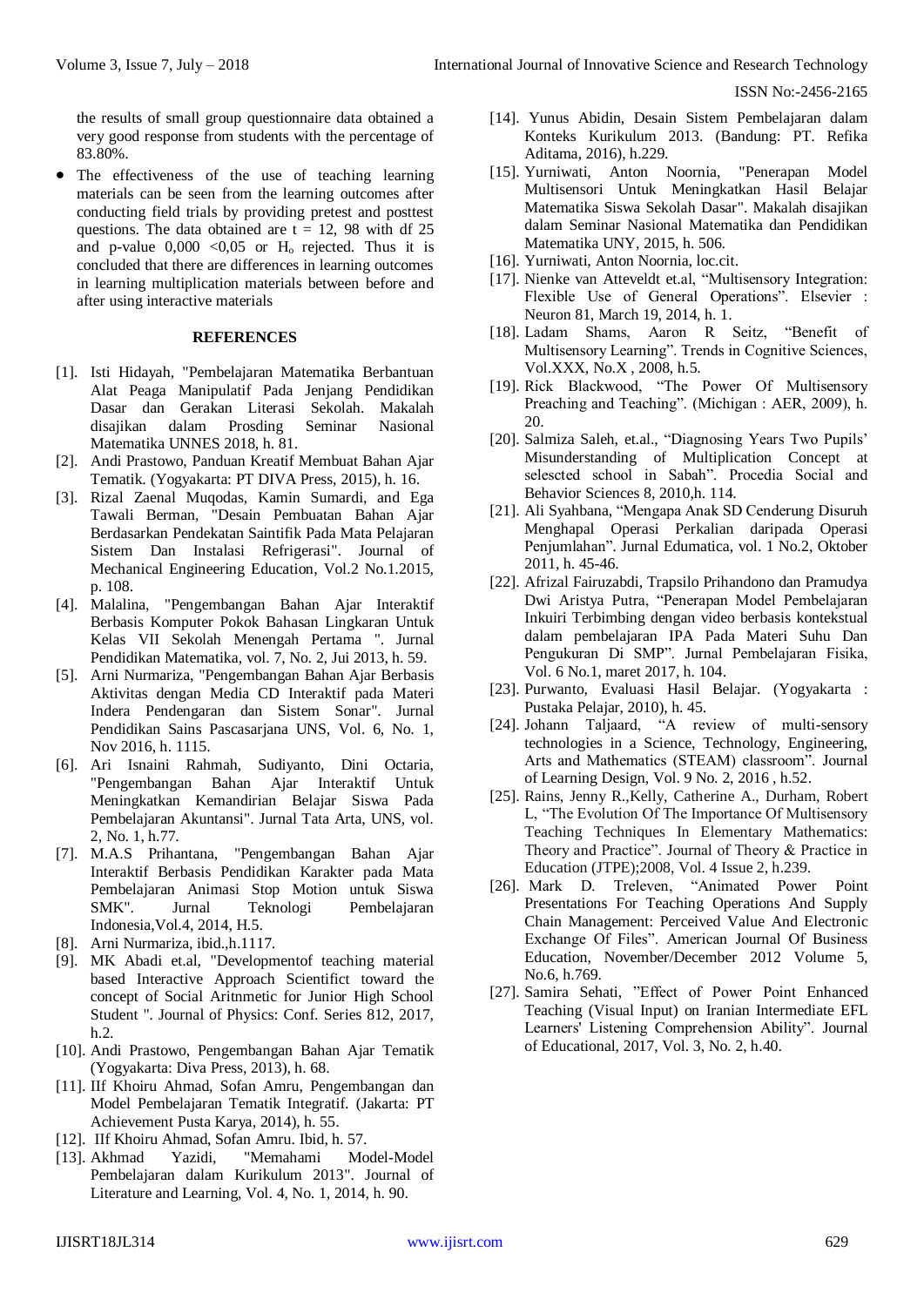the results of small group questionnaire data obtained a very good response from students with the percentage of 83.80%.

- The effectiveness of the use of teaching learning materials can be seen from the learning outcomes after conducting field trials by providing pretest and posttest questions. The data obtained are t = 12, 98 with df 25 and p-value 0,000 <0,05 or $H_o$ rejected. Thus it is concluded that there are differences in learning outcomes in learning multiplication materials between before and after using interactive materials

## REFERENCES

[1]. Isti Hidayah, "Pembelajaran Matematika Berbantuan Alat Peaga Manipulatif Pada Jenjang Pendidikan Dasar dan Gerakan Literasi Sekolah. Makalah disajikan dalam Prosding Seminar Nasional Matematika UNNES 2018, h. 81.

[2]. Andi Prastowo, Panduan Kreatif Membuat Bahan Ajar Tematik. (Yogyakarta: PT DIVA Press, 2015), h. 16.

[3]. Rizal Zaenal Muqodas, Kamin Sumardi, and Ega Tawali Berman, "Desain Pembuatan Bahan Ajar Berdasarkan Pendekatan Saintifik Pada Mata Pelajaran Sistem Dan Instalasi Refrigerasi". Journal of Mechanical Engineering Education, Vol.2 No.1.2015, p. 108.

[4]. Malalina, "Pengembangan Bahan Ajar Interaktif Berbasis Komputer Pokok Bahasan Lingkaran Untuk Kelas VII Sekolah Menengah Pertama ". Jurnal Pendidikan Matematika, vol. 7, No. 2, Jui 2013, h. 59.

[5]. Arni Nurmariza, "Pengembangan Bahan Ajar Berbasis Aktivitas dengan Media CD Interaktif pada Materi Indera Pendengaran dan Sistem Sonar". Jurnal Pendidikan Sains Pascasarjana UNS, Vol. 6, No. 1, Nov 2016, h. 1115.

[6]. Ari Isnaini Rahmah, Sudiyanto, Dini Octaria, "Pengembangan Bahan Ajar Interaktif Untuk Meningkatkan Kemandirian Belajar Siswa Pada Pembelajaran Akuntansi". Jurnal Tata Arta, UNS, vol. 2, No. 1, h.77.

[7]. M.A.S Prihantana, "Pengembangan Bahan Ajar Interaktif Berbasis Pendidikan Karakter pada Mata Pembelajaran Animasi Stop Motion untuk Siswa SMK". Jurnal Teknologi Pembelajaran Indonesia,Vol.4, 2014, H.5.

[8]. Arni Nurmariza, ibid.,h.1117.

[9]. MK Abadi et.al, "Developmentof teaching material based Interactive Approach Scientifict toward the concept of Social Aritnmetic for Junior High School Student ". Journal of Physics: Conf. Series 812, 2017, h.2.

[10]. Andi Prastowo, Pengembangan Bahan Ajar Tematik (Yogyakarta: Diva Press, 2013), h. 68.

[11]. IIf Khoiru Ahmad, Sofan Amru, Pengembangan dan Model Pembelajaran Tematik Integratif. (Jakarta: PT Achievement Pusta Karya, 2014), h. 55.

[12]. IIf Khoiru Ahmad, Sofan Amru. Ibid, h. 57.

[13]. Akhmad Yazidi, "Memahami Model-Model Pembelajaran dalam Kurikulum 2013". Journal of Literature and Learning, Vol. 4, No. 1, 2014, h. 90.

[14]. Yunus Abidin, Desain Sistem Pembelajaran dalam Konteks Kurikulum 2013. (Bandung: PT. Refika Aditama, 2016), h.229.

[15]. Yurniwati, Anton Noornia, "Penerapan Model Multisensori Untuk Meningkatkan Hasil Belajar Matematika Siswa Sekolah Dasar". Makalah disajikan dalam Seminar Nasional Matematika dan Pendidikan Matematika UNY, 2015, h. 506.

[16]. Yurniwati, Anton Noornia, loc.cit.

[17]. Nienke van Atteveldt et.al, "Multisensory Integration: Flexible Use of General Operations". Elsevier : Neuron 81, March 19, 2014, h. 1.

[18]. Ladam Shams, Aaron R Seitz, "Benefit of Multisensory Learning". Trends in Cognitive Sciences, Vol.XXX, No.X , 2008, h.5.

[19]. Rick Blackwood, "The Power Of Multisensory Preaching and Teaching". (Michigan : AER, 2009), h. 20.

[20]. Salmiza Saleh, et.al., "Diagnosing Years Two Pupils' Misunderstanding of Multiplication Concept at selescted school in Sabah". Procedia Social and Behavior Sciences 8, 2010,h. 114.

[21]. Ali Syahbana, "Mengapa Anak SD Cenderung Disuruh Menghapal Operasi Perkalian daripada Operasi Penjumlahan". Jurnal Edumatica, vol. 1 No.2, Oktober 2011, h. 45-46.

[22]. Afrizal Fairuzabdi, Trapsilo Prihandono dan Pramudya Dwi Aristya Putra, "Penerapan Model Pembelajaran Inkuiri Terbimbing dengan video berbasis kontekstual dalam pembelajaran IPA Pada Materi Suhu Dan Pengukuran Di SMP". Jurnal Pembelajaran Fisika, Vol. 6 No.1, maret 2017, h. 104.

[23]. Purwanto, Evaluasi Hasil Belajar. (Yogyakarta : Pustaka Pelajar, 2010), h. 45.

[24]. Johann Taljaard, "A review of multi-sensory technologies in a Science, Technology, Engineering, Arts and Mathematics (STEAM) classroom". Journal of Learning Design, Vol. 9 No. 2, 2016 , h.52.

[25]. Rains, Jenny R.,Kelly, Catherine A., Durham, Robert L, "The Evolution Of The Importance Of Multisensory Teaching Techniques In Elementary Mathematics: Theory and Practice". Journal of Theory & Practice in Education (JTPE);2008, Vol. 4 Issue 2, h.239.

[26]. Mark D. Treleven, "Animated Power Point Presentations For Teaching Operations And Supply Chain Management: Perceived Value And Electronic Exchange Of Files". American Journal Of Business Education, November/December 2012 Volume 5, No.6, h.769.

[27]. Samira Sehati, "Effect of Power Point Enhanced Teaching (Visual Input) on Iranian Intermediate EFL Learners' Listening Comprehension Ability". Journal of Educational, 2017, Vol. 3, No. 2, h.40.